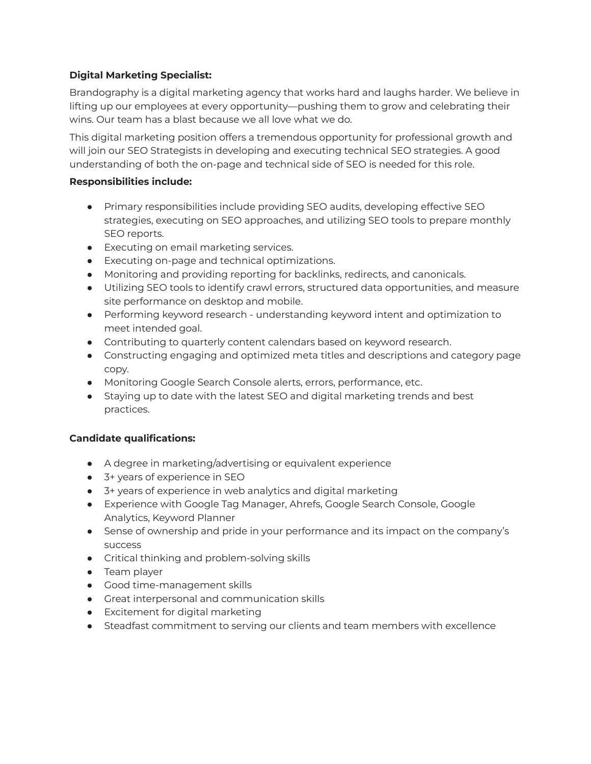**Digital Marketing Specialist:**

Brandography is a digital marketing agency that works hard and laughs harder. We believe in lifting up our employees at every opportunity—pushing them to grow and celebrating their wins. Our team has a blast because we all love what we do.

This digital marketing position offers a tremendous opportunity for professional growth and will join our SEO Strategists in developing and executing technical SEO strategies. A good understanding of both the on-page and technical side of SEO is needed for this role.

**Responsibilities include:**

- Primary responsibilities include providing SEO audits, developing effective SEO strategies, executing on SEO approaches, and utilizing SEO tools to prepare monthly SEO reports.
- Executing on email marketing services.
- Executing on-page and technical optimizations.
- Monitoring and providing reporting for backlinks, redirects, and canonicals.
- Utilizing SEO tools to identify crawl errors, structured data opportunities, and measure site performance on desktop and mobile.
- Performing keyword research - understanding keyword intent and optimization to meet intended goal.
- Contributing to quarterly content calendars based on keyword research.
- Constructing engaging and optimized meta titles and descriptions and category page copy.
- Monitoring Google Search Console alerts, errors, performance, etc.
- Staying up to date with the latest SEO and digital marketing trends and best practices.

**Candidate qualifications:**

- A degree in marketing/advertising or equivalent experience
- 3+ years of experience in SEO
- 3+ years of experience in web analytics and digital marketing
- Experience with Google Tag Manager, Ahrefs, Google Search Console, Google Analytics, Keyword Planner
- Sense of ownership and pride in your performance and its impact on the company's success
- Critical thinking and problem-solving skills
- Team player
- Good time-management skills
- Great interpersonal and communication skills
- Excitement for digital marketing
- Steadfast commitment to serving our clients and team members with excellence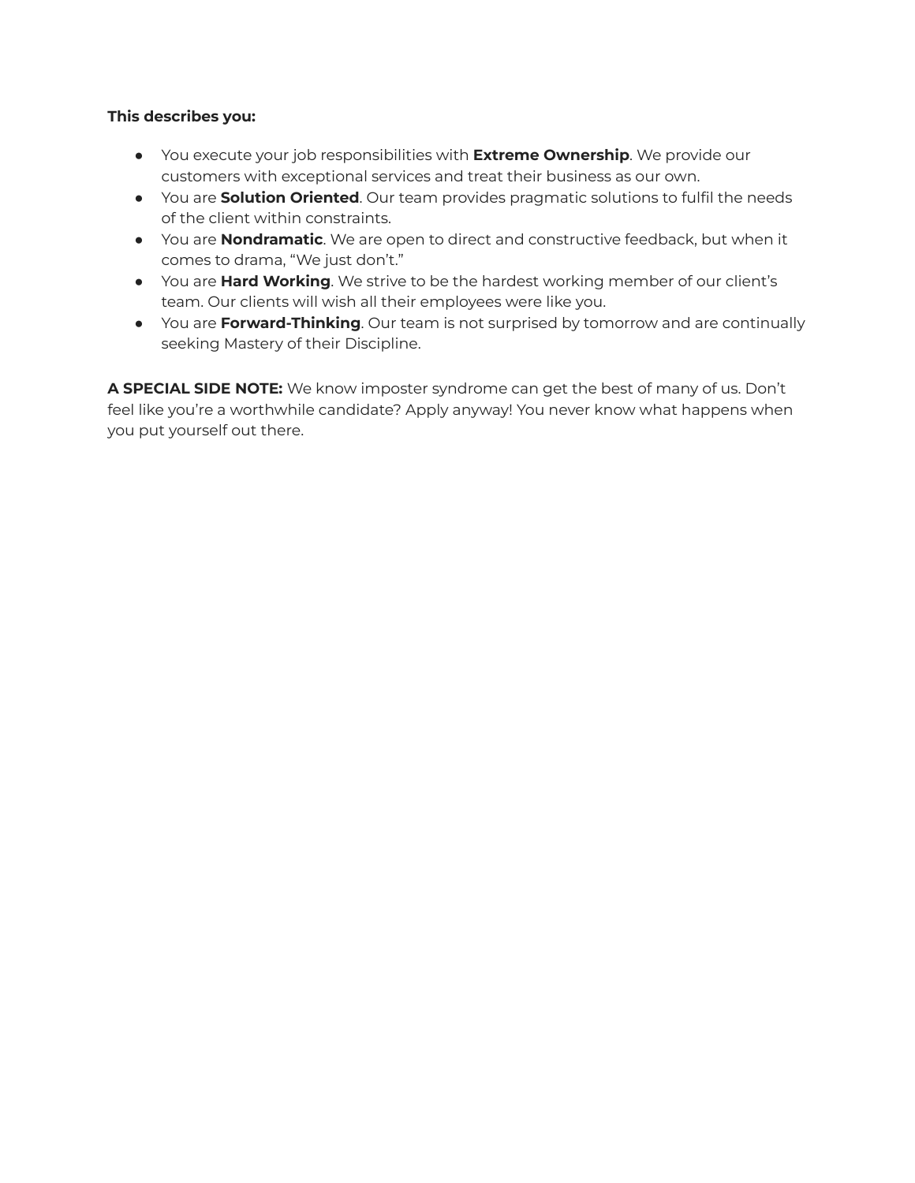**This describes you:**

- You execute your job responsibilities with **Extreme Ownership**. We provide our customers with exceptional services and treat their business as our own.
- You are **Solution Oriented**. Our team provides pragmatic solutions to fulfil the needs of the client within constraints.
- You are **Nondramatic**. We are open to direct and constructive feedback, but when it comes to drama, "We just don't."
- You are **Hard Working**. We strive to be the hardest working member of our client's team. Our clients will wish all their employees were like you.
- You are **Forward-Thinking**. Our team is not surprised by tomorrow and are continually seeking Mastery of their Discipline.

**A SPECIAL SIDE NOTE:** We know imposter syndrome can get the best of many of us. Don't feel like you're a worthwhile candidate? Apply anyway! You never know what happens when you put yourself out there.